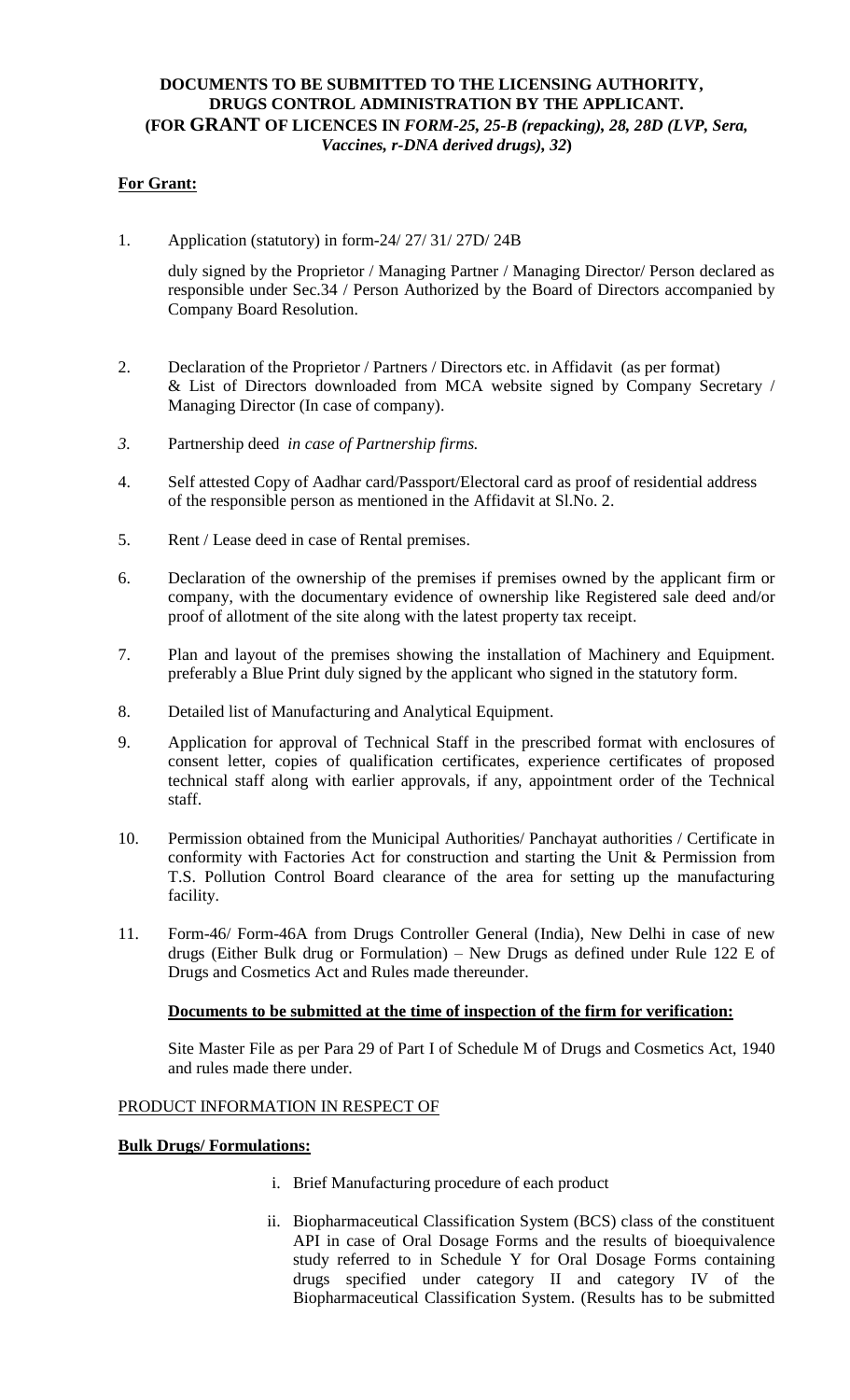# DOCUMENTS TO BE SUBMITTED TO THE LICENSING AUTHORITY, DRUGS CONTROL ADMINISTRATION BY THE APPLICANT.

## (FOR GRANT OF LICENCES IN *FORM-25, 25-B (repacking), 28, 28D (LVP, Sera, Vaccines, r-DNA derived drugs), 32*)

**For Grant:**

1. Application (statutory) in form-24/ 27/ 31/ 27D/ 24B

   duly signed by the Proprietor / Managing Partner / Managing Director/ Person declared as responsible under Sec.34 / Person Authorized by the Board of Directors accompanied by Company Board Resolution.

2. Declaration of the Proprietor / Partners / Directors etc. in Affidavit (as per format) & List of Directors downloaded from MCA website signed by Company Secretary / Managing Director (In case of company).

3. Partnership deed *in case of Partnership firms.*

4. Self attested Copy of Aadhar card/Passport/Electoral card as proof of residential address of the responsible person as mentioned in the Affidavit at Sl.No. 2.

5. Rent / Lease deed in case of Rental premises.

6. Declaration of the ownership of the premises if premises owned by the applicant firm or company, with the documentary evidence of ownership like Registered sale deed and/or proof of allotment of the site along with the latest property tax receipt.

7. Plan and layout of the premises showing the installation of Machinery and Equipment. preferably a Blue Print duly signed by the applicant who signed in the statutory form.

8. Detailed list of Manufacturing and Analytical Equipment.

9. Application for approval of Technical Staff in the prescribed format with enclosures of consent letter, copies of qualification certificates, experience certificates of proposed technical staff along with earlier approvals, if any, appointment order of the Technical staff.

10. Permission obtained from the Municipal Authorities/ Panchayat authorities / Certificate in conformity with Factories Act for construction and starting the Unit & Permission from T.S. Pollution Control Board clearance of the area for setting up the manufacturing facility.

11. Form-46/ Form-46A from Drugs Controller General (India), New Delhi in case of new drugs (Either Bulk drug or Formulation) – New Drugs as defined under Rule 122 E of Drugs and Cosmetics Act and Rules made thereunder.

**Documents to be submitted at the time of inspection of the firm for verification:**

Site Master File as per Para 29 of Part I of Schedule M of Drugs and Cosmetics Act, 1940 and rules made there under.

PRODUCT INFORMATION IN RESPECT OF

**Bulk Drugs/ Formulations:**

i. Brief Manufacturing procedure of each product

ii. Biopharmaceutical Classification System (BCS) class of the constituent API in case of Oral Dosage Forms and the results of bioequivalence study referred to in Schedule Y for Oral Dosage Forms containing drugs specified under category II and category IV of the Biopharmaceutical Classification System. (Results has to be submitted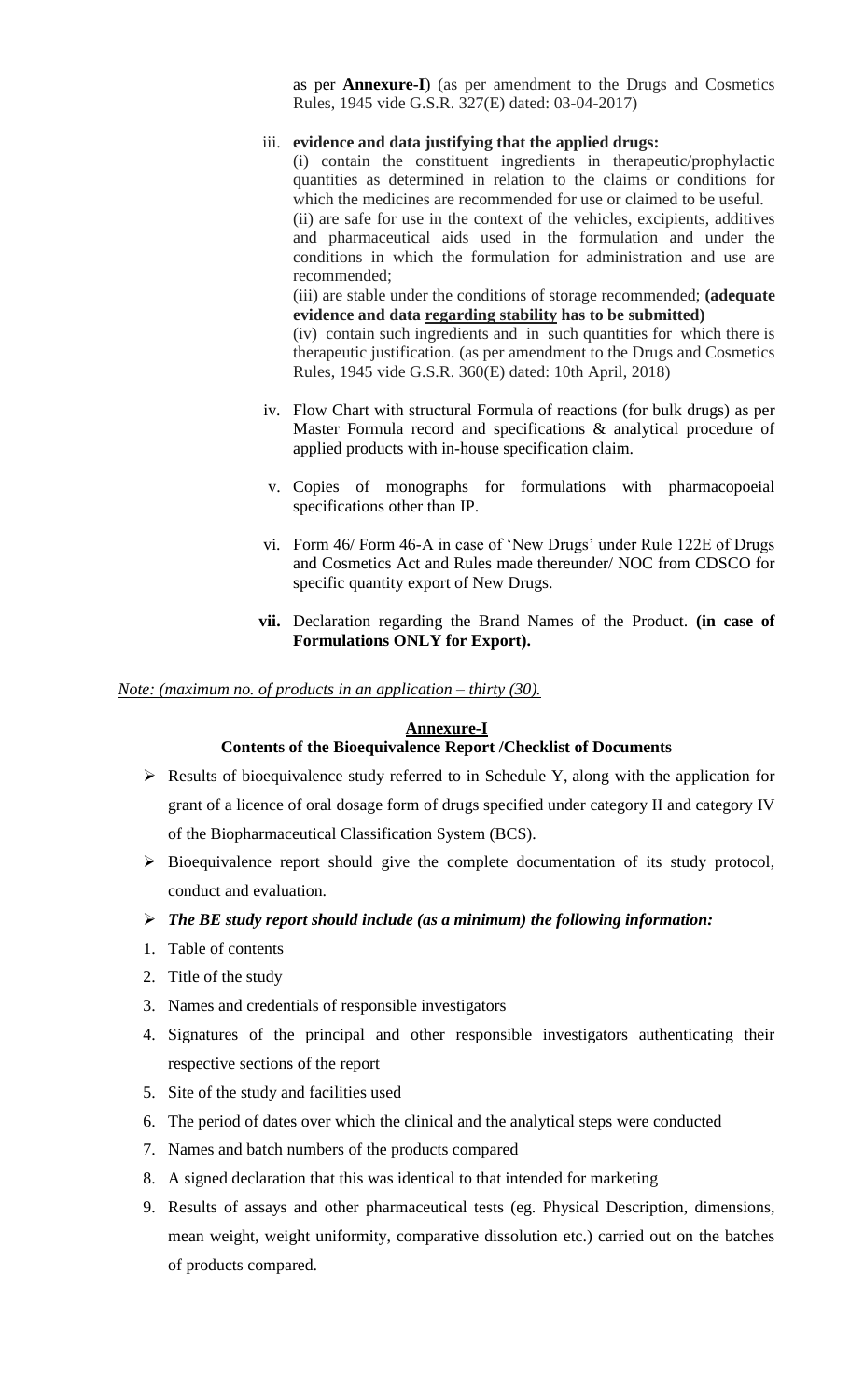as per **Annexure-I**) (as per amendment to the Drugs and Cosmetics Rules, 1945 vide G.S.R. 327(E) dated: 03-04-2017)

iii. **evidence and data justifying that the applied drugs:**

(i) contain the constituent ingredients in therapeutic/prophylactic quantities as determined in relation to the claims or conditions for which the medicines are recommended for use or claimed to be useful.

(ii) are safe for use in the context of the vehicles, excipients, additives and pharmaceutical aids used in the formulation and under the conditions in which the formulation for administration and use are recommended;

(iii) are stable under the conditions of storage recommended; **(adequate evidence and data regarding stability has to be submitted)**

(iv) contain such ingredients and in such quantities for which there is therapeutic justification. (as per amendment to the Drugs and Cosmetics Rules, 1945 vide G.S.R. 360(E) dated: 10th April, 2018)

iv. Flow Chart with structural Formula of reactions (for bulk drugs) as per Master Formula record and specifications & analytical procedure of applied products with in-house specification claim.

v. Copies of monographs for formulations with pharmacopoeial specifications other than IP.

vi. Form 46/ Form 46-A in case of 'New Drugs' under Rule 122E of Drugs and Cosmetics Act and Rules made thereunder/ NOC from CDSCO for specific quantity export of New Drugs.

**vii.** Declaration regarding the Brand Names of the Product. **(in case of Formulations ONLY for Export).**

*Note: (maximum no. of products in an application – thirty (30).*

## Annexure-I

### Contents of the Bioequivalence Report /Checklist of Documents

- Results of bioequivalence study referred to in Schedule Y, along with the application for grant of a licence of oral dosage form of drugs specified under category II and category IV of the Biopharmaceutical Classification System (BCS).
- Bioequivalence report should give the complete documentation of its study protocol, conduct and evaluation.
- ***The BE study report should include (as a minimum) the following information:***

1. Table of contents
2. Title of the study
3. Names and credentials of responsible investigators
4. Signatures of the principal and other responsible investigators authenticating their respective sections of the report
5. Site of the study and facilities used
6. The period of dates over which the clinical and the analytical steps were conducted
7. Names and batch numbers of the products compared
8. A signed declaration that this was identical to that intended for marketing
9. Results of assays and other pharmaceutical tests (eg. Physical Description, dimensions, mean weight, weight uniformity, comparative dissolution etc.) carried out on the batches of products compared.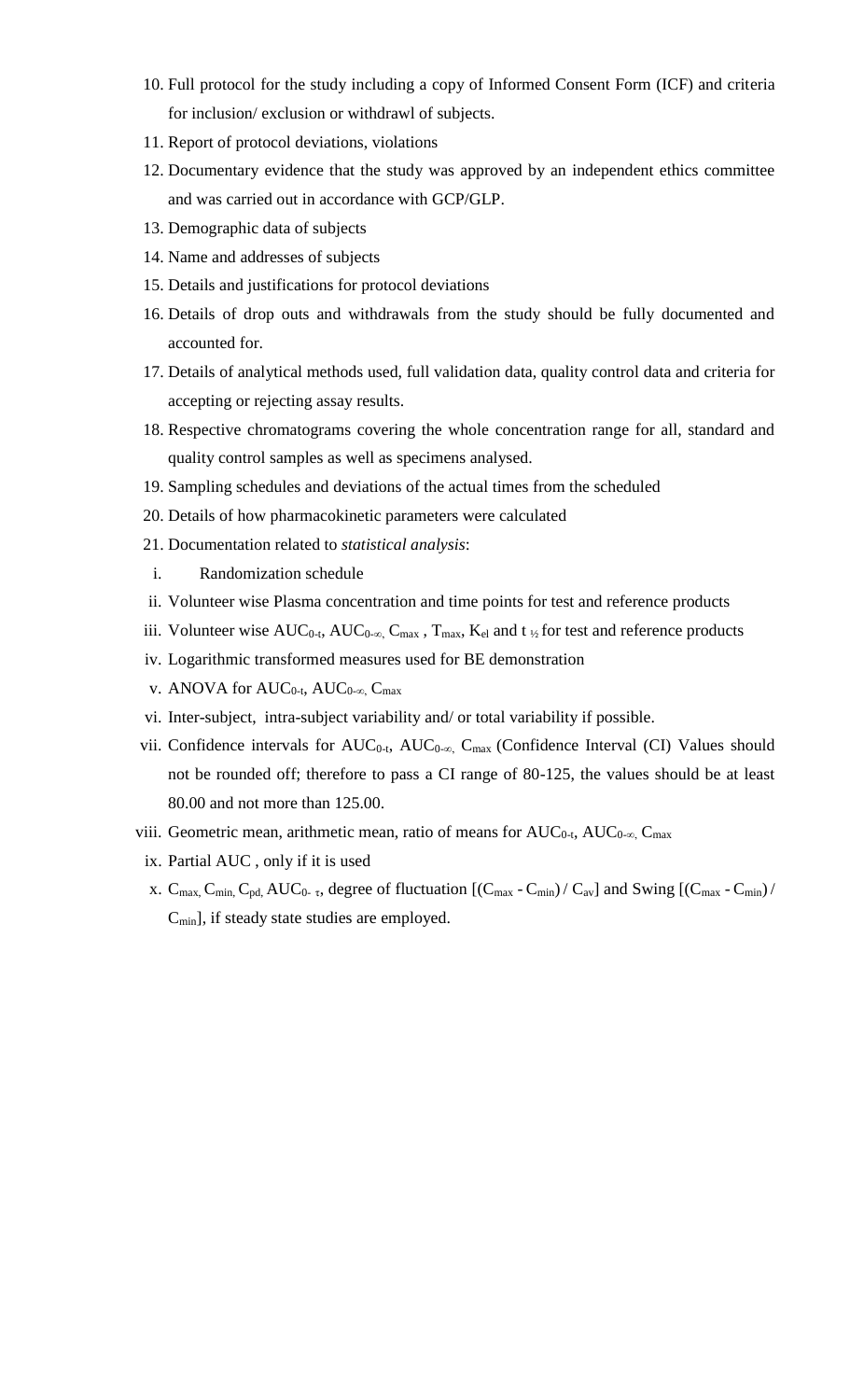10. Full protocol for the study including a copy of Informed Consent Form (ICF) and criteria for inclusion/ exclusion or withdrawl of subjects.
11. Report of protocol deviations, violations
12. Documentary evidence that the study was approved by an independent ethics committee and was carried out in accordance with GCP/GLP.
13. Demographic data of subjects
14. Name and addresses of subjects
15. Details and justifications for protocol deviations
16. Details of drop outs and withdrawals from the study should be fully documented and accounted for.
17. Details of analytical methods used, full validation data, quality control data and criteria for accepting or rejecting assay results.
18. Respective chromatograms covering the whole concentration range for all, standard and quality control samples as well as specimens analysed.
19. Sampling schedules and deviations of the actual times from the scheduled
20. Details of how pharmacokinetic parameters were calculated
21. Documentation related to *statistical analysis*:

   i. Randomization schedule

   ii. Volunteer wise Plasma concentration and time points for test and reference products

   iii. Volunteer wise $AUC_{0\text{-}t}$, $AUC_{0\text{-}\infty}$, $C_{max}$ , $T_{max}$, $K_{el}$ and $t_{½}$ for test and reference products

   iv. Logarithmic transformed measures used for BE demonstration

   v. ANOVA for $AUC_{0\text{-}t}$, $AUC_{0\text{-}\infty}$, $C_{max}$

   vi. Inter-subject, intra-subject variability and/ or total variability if possible.

   vii. Confidence intervals for $AUC_{0\text{-}t}$, $AUC_{0\text{-}\infty}$, $C_{max}$ (Confidence Interval (CI) Values should not be rounded off; therefore to pass a CI range of 80-125, the values should be at least 80.00 and not more than 125.00.

   viii. Geometric mean, arithmetic mean, ratio of means for $AUC_{0\text{-}t}$, $AUC_{0\text{-}\infty}$, $C_{max}$

   ix. Partial AUC , only if it is used

   x. $C_{max}$, $C_{min}$, $C_{pd}$, $AUC_{0\text{-}\tau}$, degree of fluctuation [$(C_{max} - C_{min}) / C_{av}$] and Swing [$(C_{max} - C_{min}) / C_{min}$], if steady state studies are employed.